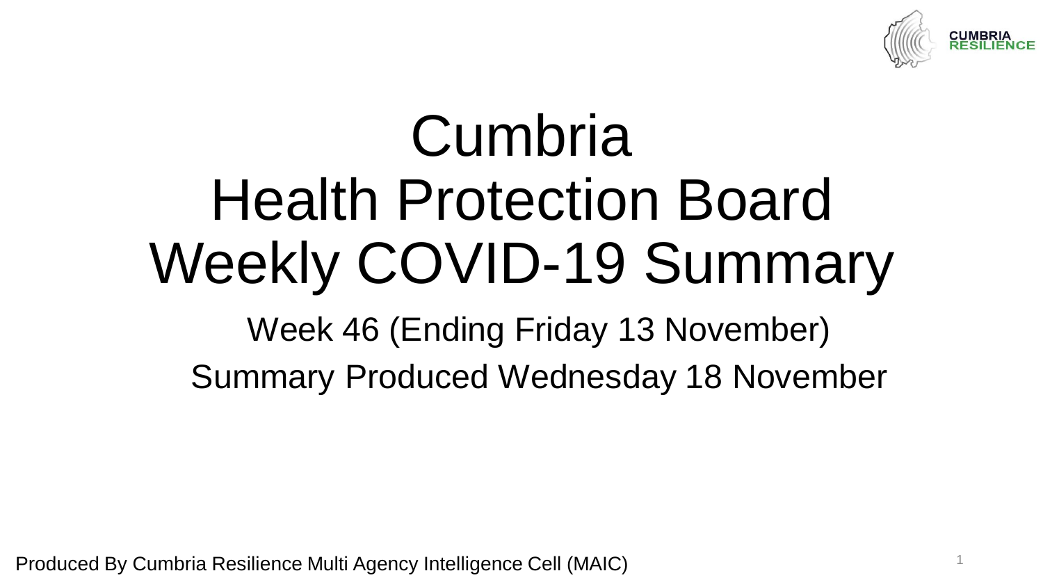# Cumbria Health Protection Board Weekly COVID-19 Summary

Week 46 (Ending Friday 13 November)

Summary Produced Wednesday 18 November

Produced By Cumbria Resilience Multi Agency Intelligence Cell (MAIC)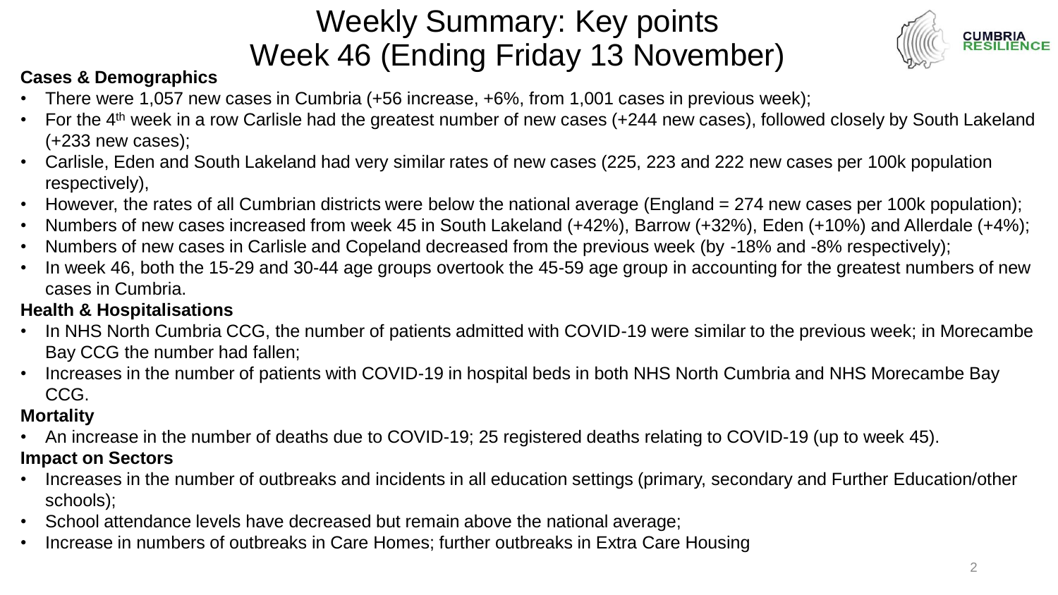# Weekly Summary: Key points
# Week 46 (Ending Friday 13 November)

CUMBRIA RESILIENCE

**Cases & Demographics**

- There were 1,057 new cases in Cumbria (+56 increase, +6%, from 1,001 cases in previous week);
- For the 4th week in a row Carlisle had the greatest number of new cases (+244 new cases), followed closely by South Lakeland (+233 new cases);
- Carlisle, Eden and South Lakeland had very similar rates of new cases (225, 223 and 222 new cases per 100k population respectively),
- However, the rates of all Cumbrian districts were below the national average (England = 274 new cases per 100k population);
- Numbers of new cases increased from week 45 in South Lakeland (+42%), Barrow (+32%), Eden (+10%) and Allerdale (+4%);
- Numbers of new cases in Carlisle and Copeland decreased from the previous week (by -18% and -8% respectively);
- In week 46, both the 15-29 and 30-44 age groups overtook the 45-59 age group in accounting for the greatest numbers of new cases in Cumbria.

**Health & Hospitalisations**

- In NHS North Cumbria CCG, the number of patients admitted with COVID-19 were similar to the previous week; in Morecambe Bay CCG the number had fallen;
- Increases in the number of patients with COVID-19 in hospital beds in both NHS North Cumbria and NHS Morecambe Bay CCG.

**Mortality**

- An increase in the number of deaths due to COVID-19; 25 registered deaths relating to COVID-19 (up to week 45).

**Impact on Sectors**

- Increases in the number of outbreaks and incidents in all education settings (primary, secondary and Further Education/other schools);
- School attendance levels have decreased but remain above the national average;
- Increase in numbers of outbreaks in Care Homes; further outbreaks in Extra Care Housing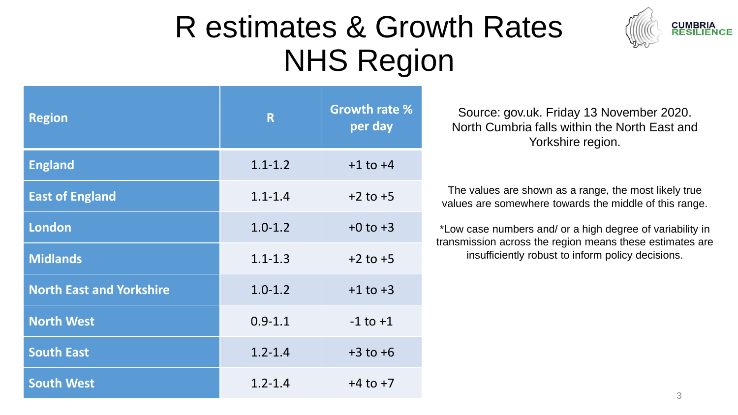# R estimates & Growth Rates NHS Region

| Region | R | Growth rate % per day |
|---|---|---|
| England | 1.1-1.2 | +1 to +4 |
| East of England | 1.1-1.4 | +2 to +5 |
| London | 1.0-1.2 | +0 to +3 |
| Midlands | 1.1-1.3 | +2 to +5 |
| North East and Yorkshire | 1.0-1.2 | +1 to +3 |
| North West | 0.9-1.1 | -1 to +1 |
| South East | 1.2-1.4 | +3 to +6 |
| South West | 1.2-1.4 | +4 to +7 |

Source: gov.uk. Friday 13 November 2020. North Cumbria falls within the North East and Yorkshire region.

The values are shown as a range, the most likely true values are somewhere towards the middle of this range.

*Low case numbers and/ or a high degree of variability in transmission across the region means these estimates are insufficiently robust to inform policy decisions.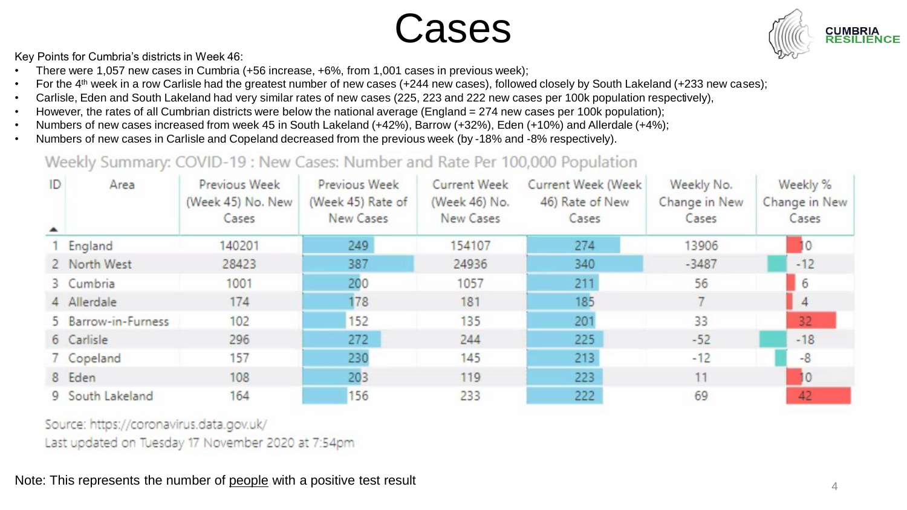# Cases

Key Points for Cumbria's districts in Week 46:

- There were 1,057 new cases in Cumbria (+56 increase, +6%, from 1,001 cases in previous week);
- For the 4th week in a row Carlisle had the greatest number of new cases (+244 new cases), followed closely by South Lakeland (+233 new cases);
- Carlisle, Eden and South Lakeland had very similar rates of new cases (225, 223 and 222 new cases per 100k population respectively),
- However, the rates of all Cumbrian districts were below the national average (England = 274 new cases per 100k population);
- Numbers of new cases increased from week 45 in South Lakeland (+42%), Barrow (+32%), Eden (+10%) and Allerdale (+4%);
- Numbers of new cases in Carlisle and Copeland decreased from the previous week (by -18% and -8% respectively).

Weekly Summary: COVID-19 : New Cases: Number and Rate Per 100,000 Population

| ID | Area | Previous Week (Week 45) No. New Cases | Previous Week (Week 45) Rate of New Cases | Current Week (Week 46) No. New Cases | Current Week (Week 46) Rate of New Cases | Weekly No. Change in New Cases | Weekly % Change in New Cases |
|---|---|---|---|---|---|---|---|
| 1 | England | 140201 | 249 | 154107 | 274 | 13906 | 10 |
| 2 | North West | 28423 | 387 | 24936 | 340 | -3487 | -12 |
| 3 | Cumbria | 1001 | 200 | 1057 | 211 | 56 | 6 |
| 4 | Allerdale | 174 | 178 | 181 | 185 | 7 | 4 |
| 5 | Barrow-in-Furness | 102 | 152 | 135 | 201 | 33 | 32 |
| 6 | Carlisle | 296 | 272 | 244 | 225 | -52 | -18 |
| 7 | Copeland | 157 | 230 | 145 | 213 | -12 | -8 |
| 8 | Eden | 108 | 203 | 119 | 223 | 11 | 10 |
| 9 | South Lakeland | 164 | 156 | 233 | 222 | 69 | 42 |

Source: https://coronavirus.data.gov.uk/

Last updated on Tuesday 17 November 2020 at 7:54pm

Note: This represents the number of <u>people</u> with a positive test result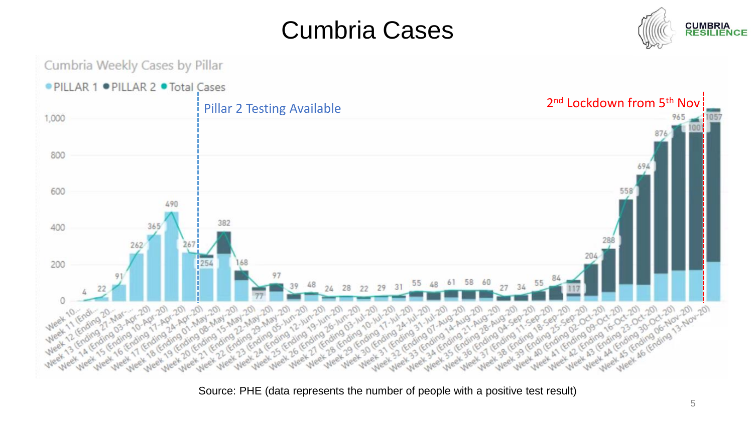# Cumbria Cases

Cumbria Weekly Cases by Pillar

● PILLAR 1 ● PILLAR 2 ● Total Cases

Pillar 2 Testing Available

2nd Lockdown from 5th Nov

| Week | Total Cases |
|---|---|
| Week 10... | 4 |
| Week 11 (Endi... | 22 |
| Week 12 (Ending 20... | 91 |
| Week 13 (Ending 27-Mar-... | 262 |
| Week 14 (Ending 03-Apr-20) | 365 |
| Week 15 (Ending 10-Apr-20) | 490 |
| Week 16 (Ending 17-Apr-20) | 267 |
| Week 17 (Ending 24-Apr-20) | 254 |
| Week 18 (Ending 01-May-20) | 382 |
| Week 19 (Ending 08-May-20) | 168 |
| Week 20 (Ending 15-May-20) | 77 |
| Week 21 (Ending 22-May-20) | 97 |
| Week 22 (Ending 29-May-20) | 39 |
| Week 23 (Ending 05-Jun-20) | 48 |
| Week 24 (Ending 12-Jun-20) | 24 |
| Week 25 (Ending 19-Jun-20) | 28 |
| Week 26 (Ending 26-Jun-20) | 22 |
| Week 27 (Ending 03-Jul-20) | 29 |
| Week 28 (Ending 10-Jul-20) | 31 |
| Week 29 (Ending 17-Jul-20) | 55 |
| Week 30 (Ending 24-Jul-20) | 48 |
| Week 31 (Ending 31-Jul-20) | 61 |
| Week 32 (Ending 07-Aug-20) | 58 |
| Week 33 (Ending 14-Aug-20) | 60 |
| Week 34 (Ending 21-Aug-20) | 27 |
| Week 35 (Ending 28-Aug-20) | 34 |
| Week 36 (Ending 04-Sep-20) | 55 |
| Week 37 (Ending 11-Sep-20) | 84 |
| Week 38 (Ending 18-Sep-20) | 117 |
| Week 39 (Ending 25-Sep-20) | 204 |
| Week 40 (Ending 02-Oct-20) | 288 |
| Week 41 (Ending 09-Oct-20) | 558 |
| Week 42 (Ending 16-Oct-20) | 694 |
| Week 43 (Ending 23-Oct-20) | 876 |
| Week 44 (Ending 30-Oct-20) | 965 |
| Week 45 (Ending 06-Nov-20) | 1001 |
| Week 46 (Ending 13-Nov-20) | 1057 |

Source: PHE (data represents the number of people with a positive test result)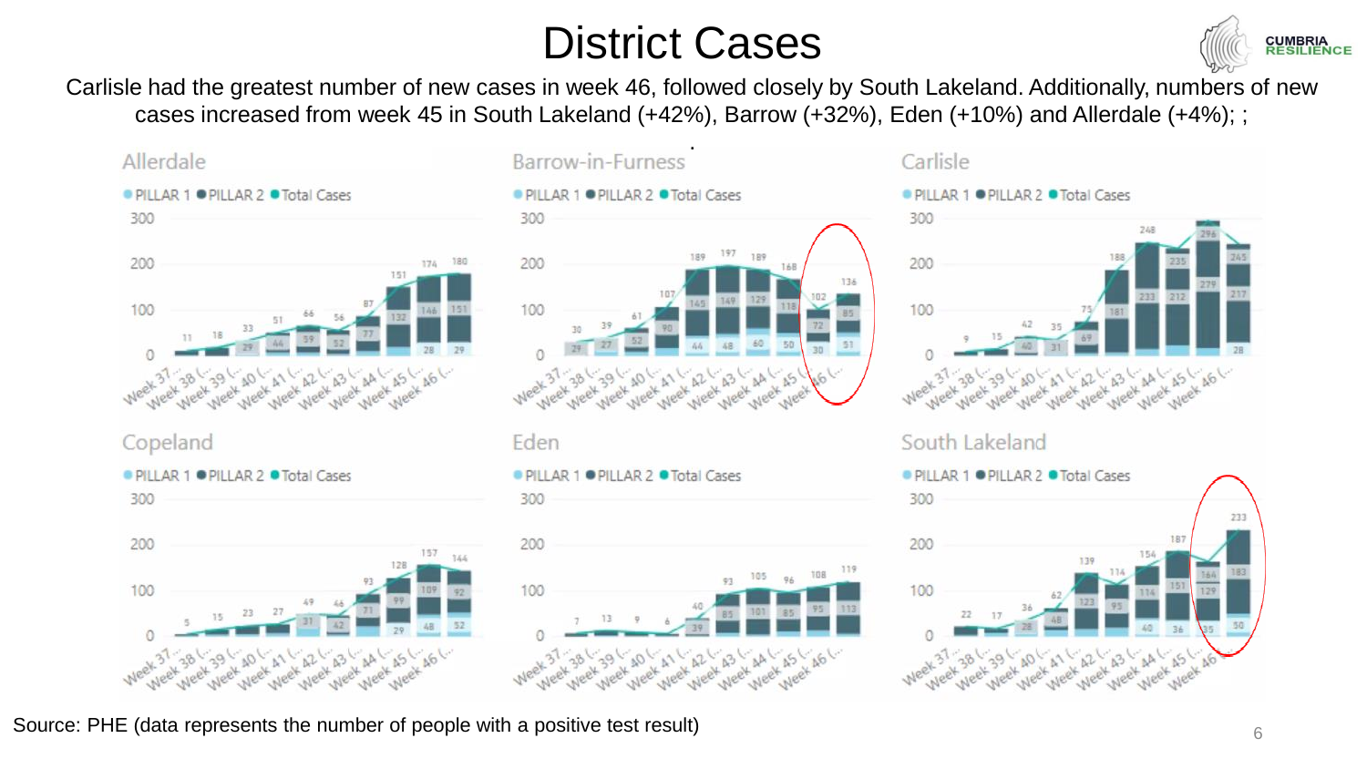# District Cases

Carlisle had the greatest number of new cases in week 46, followed closely by South Lakeland. Additionally, numbers of new cases increased from week 45 in South Lakeland (+42%), Barrow (+32%), Eden (+10%) and Allerdale (+4%); ;

## Allerdale

PILLAR 1 PILLAR 2 Total Cases

| Week | Total Cases |
| --- | --- |
| Week 37 | 11 |
| Week 38 | 18 |
| Week 39 | 33 |
| Week 40 | 51 |
| Week 41 | 66 |
| Week 42 | 56 |
| Week 43 | 87 |
| Week 44 | 151 |
| Week 45 | 174 |
| Week 46 | 180 |

## Barrow-in-Furness

PILLAR 1 PILLAR 2 Total Cases

| Week | Total Cases |
| --- | --- |
| Week 37 | 30 |
| Week 38 | 39 |
| Week 39 | 61 |
| Week 40 | 107 |
| Week 41 | 189 |
| Week 42 | 197 |
| Week 43 | 189 |
| Week 44 | 168 |
| Week 45 | 102 |
| Week 46 | 136 |

## Carlisle

PILLAR 1 PILLAR 2 Total Cases

| Week | Total Cases |
| --- | --- |
| Week 37 | 9 |
| Week 38 | 15 |
| Week 39 | 42 |
| Week 40 | 35 |
| Week 41 | 73 |
| Week 42 | 188 |
| Week 43 | 248 |
| Week 44 | 235 |
| Week 45 | 296 |
| Week 46 | 245 |

## Copeland

PILLAR 1 PILLAR 2 Total Cases

| Week | Total Cases |
| --- | --- |
| Week 37 | 5 |
| Week 38 | 15 |
| Week 39 | 23 |
| Week 40 | 27 |
| Week 41 | 49 |
| Week 42 | 46 |
| Week 43 | 93 |
| Week 44 | 128 |
| Week 45 | 157 |
| Week 46 | 144 |

## Eden

PILLAR 1 PILLAR 2 Total Cases

| Week | Total Cases |
| --- | --- |
| Week 37 | 7 |
| Week 38 | 13 |
| Week 39 | 9 |
| Week 40 | 6 |
| Week 41 | 40 |
| Week 42 | 93 |
| Week 43 | 105 |
| Week 44 | 96 |
| Week 45 | 108 |
| Week 46 | 119 |

## South Lakeland

PILLAR 1 PILLAR 2 Total Cases

| Week | Total Cases |
| --- | --- |
| Week 37 | 22 |
| Week 38 | 17 |
| Week 39 | 36 |
| Week 40 | 62 |
| Week 41 | 139 |
| Week 42 | 114 |
| Week 43 | 154 |
| Week 44 | 187 |
| Week 45 | 164 |
| Week 46 | 233 |

Source: PHE (data represents the number of people with a positive test result)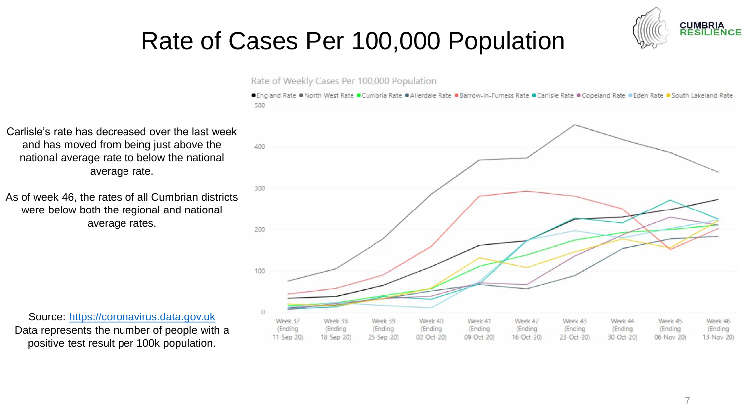# Rate of Cases Per 100,000 Population

Carlisle's rate has decreased over the last week and has moved from being just above the national average rate to below the national average rate.

As of week 46, the rates of all Cumbrian districts were below both the regional and national average rates.

Source: [https://coronavirus.data.gov.uk](https://coronavirus.data.gov.uk)
Data represents the number of people with a positive test result per 100k population.

Rate of Weekly Cases Per 100,000 Population

England Rate, North West Rate, Cumbria Rate, Allerdale Rate, Barrow-in-Furness Rate, Carlisle Rate, Copeland Rate, Eden Rate, South Lakeland Rate

Week 37 (Ending 11-Sep-20), Week 38 (Ending 18-Sep-20), Week 39 (Ending 25-Sep-20), Week 40 (Ending 02-Oct-20), Week 41 (Ending 09-Oct-20), Week 42 (Ending 16-Oct-20), Week 43 (Ending 23-Oct-20), Week 44 (Ending 30-Oct-20), Week 45 (Ending 06-Nov-20), Week 46 (Ending 13-Nov-20)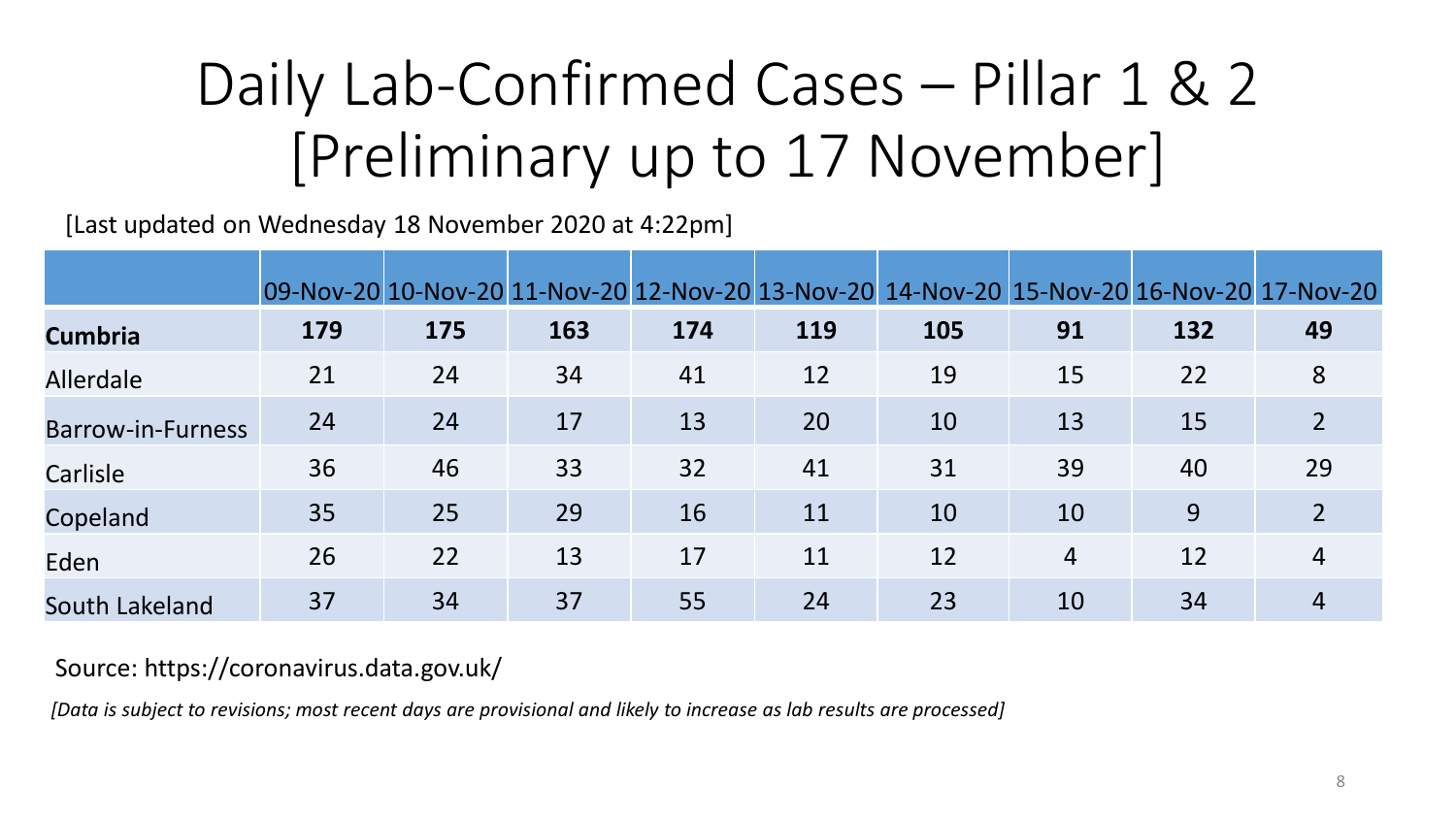# Daily Lab-Confirmed Cases – Pillar 1 & 2 [Preliminary up to 17 November]

[Last updated on Wednesday 18 November 2020 at 4:22pm]

| | 09-Nov-20 | 10-Nov-20 | 11-Nov-20 | 12-Nov-20 | 13-Nov-20 | 14-Nov-20 | 15-Nov-20 | 16-Nov-20 | 17-Nov-20 |
|---|---|---|---|---|---|---|---|---|---|
| **Cumbria** | **179** | **175** | **163** | **174** | **119** | **105** | **91** | **132** | **49** |
| Allerdale | 21 | 24 | 34 | 41 | 12 | 19 | 15 | 22 | 8 |
| Barrow-in-Furness | 24 | 24 | 17 | 13 | 20 | 10 | 13 | 15 | 2 |
| Carlisle | 36 | 46 | 33 | 32 | 41 | 31 | 39 | 40 | 29 |
| Copeland | 35 | 25 | 29 | 16 | 11 | 10 | 10 | 9 | 2 |
| Eden | 26 | 22 | 13 | 17 | 11 | 12 | 4 | 12 | 4 |
| South Lakeland | 37 | 34 | 37 | 55 | 24 | 23 | 10 | 34 | 4 |

Source: https://coronavirus.data.gov.uk/

*[Data is subject to revisions; most recent days are provisional and likely to increase as lab results are processed]*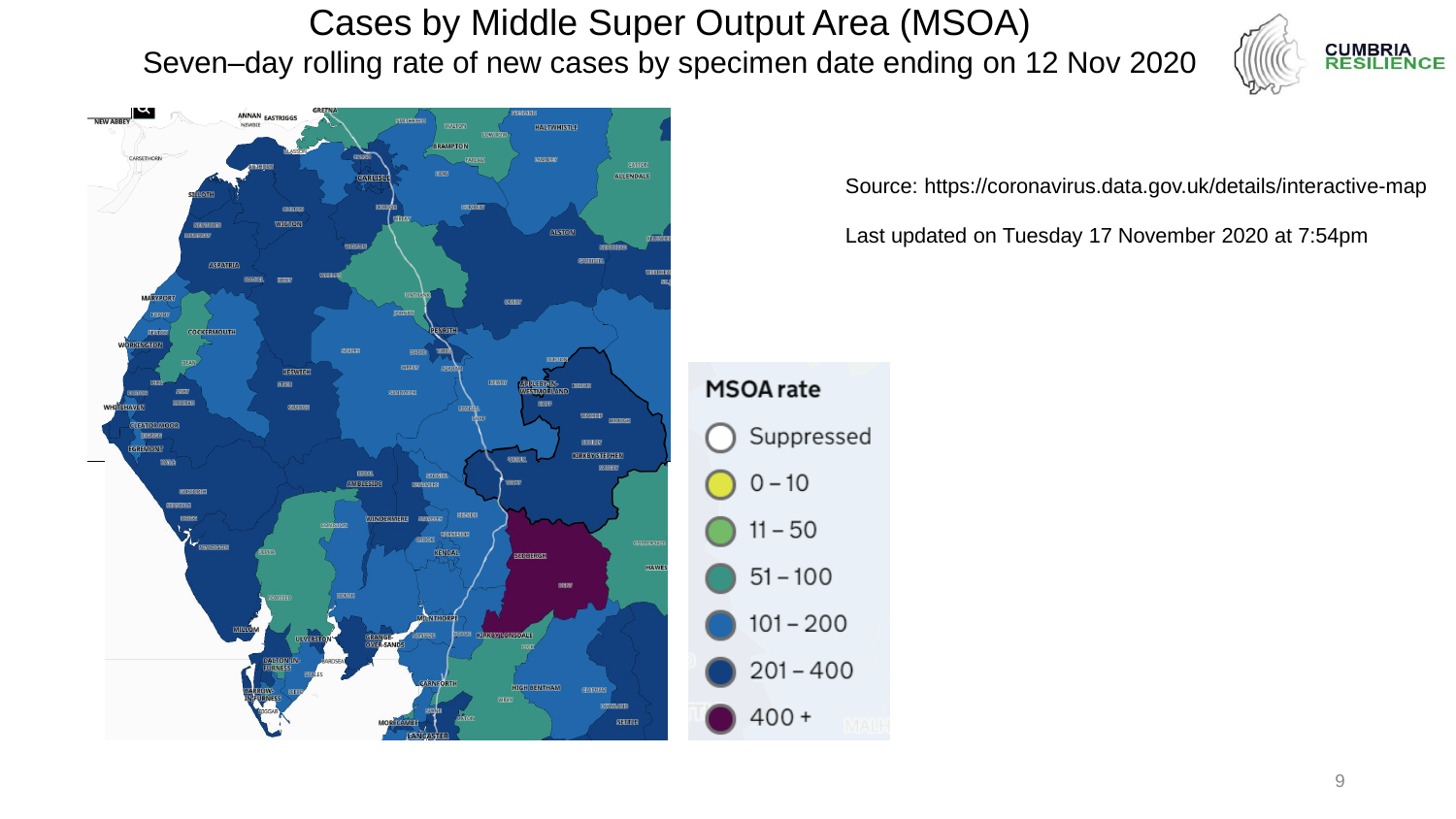# Cases by Middle Super Output Area (MSOA)

## Seven–day rolling rate of new cases by specimen date ending on 12 Nov 2020

Source: https://coronavirus.data.gov.uk/details/interactive-map

Last updated on Tuesday 17 November 2020 at 7:54pm

**MSOA rate**

- Suppressed
- 0 – 10
- 11 – 50
- 51 – 100
- 101 – 200
- 201 – 400
- 400 +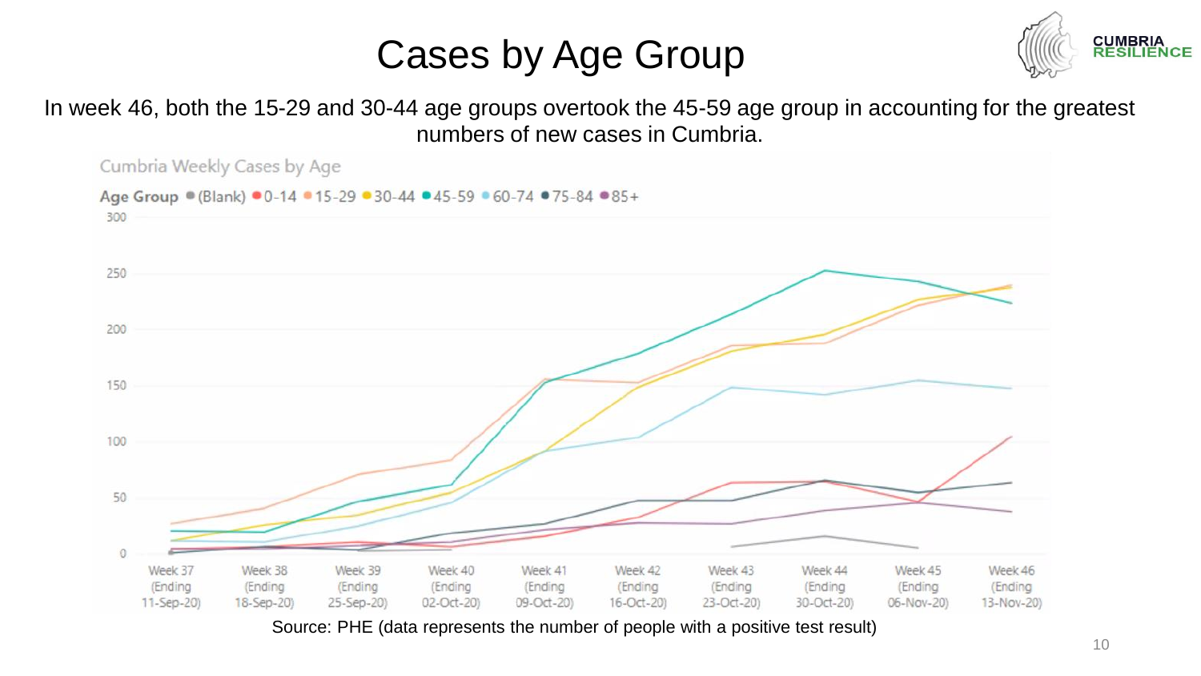# Cases by Age Group

In week 46, both the 15-29 and 30-44 age groups overtook the 45-59 age group in accounting for the greatest numbers of new cases in Cumbria.

Cumbria Weekly Cases by Age

Age Group ● (Blank) ● 0-14 ● 15-29 ● 30-44 ● 45-59 ● 60-74 ● 75-84 ● 85+

Source: PHE (data represents the number of people with a positive test result)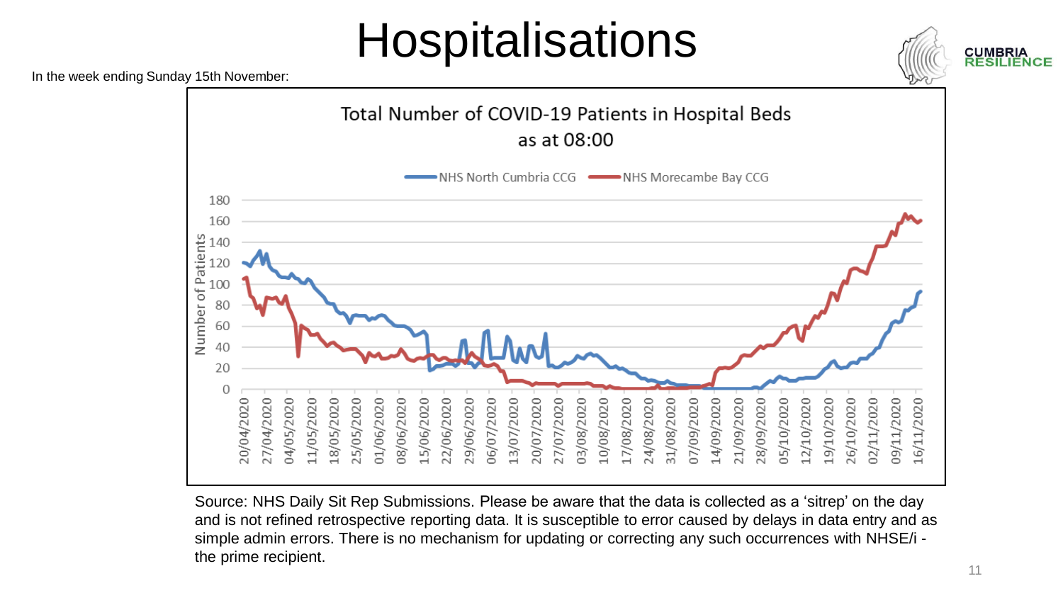# Hospitalisations

In the week ending Sunday 15th November:

Total Number of COVID-19 Patients in Hospital Beds as at 08:00

Source: NHS Daily Sit Rep Submissions. Please be aware that the data is collected as a 'sitrep' on the day and is not refined retrospective reporting data. It is susceptible to error caused by delays in data entry and as simple admin errors. There is no mechanism for updating or correcting any such occurrences with NHSE/i - the prime recipient.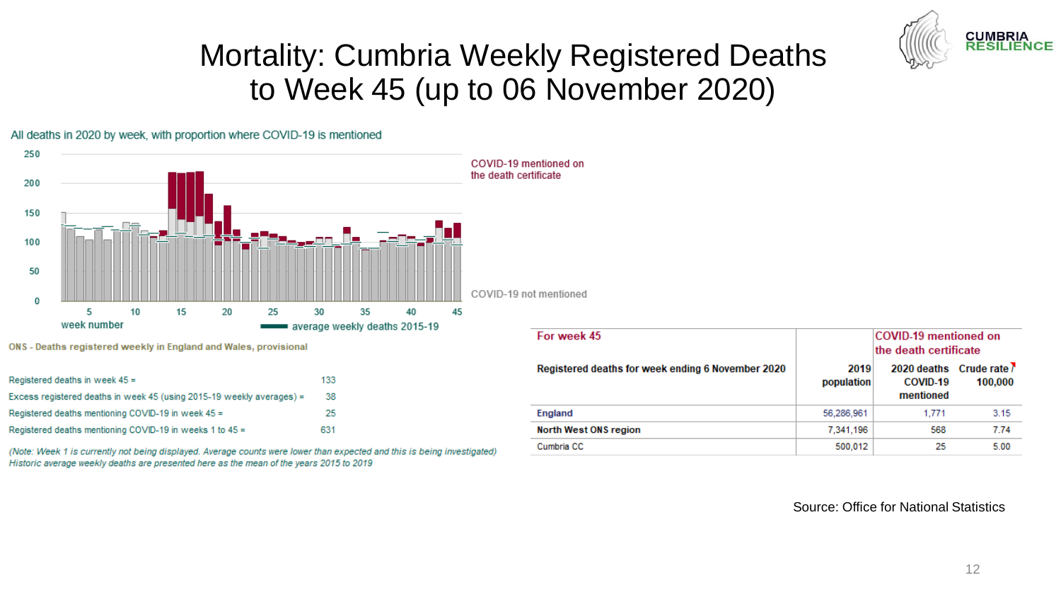# Mortality: Cumbria Weekly Registered Deaths to Week 45 (up to 06 November 2020)

All deaths in 2020 by week, with proportion where COVID-19 is mentioned

250
200
150
100
50
0

5 10 15 20 25 30 35 40 45

week number

average weekly deaths 2015-19

COVID-19 mentioned on the death certificate

COVID-19 not mentioned

ONS - Deaths registered weekly in England and Wales, provisional

| | |
|---|---|
| Registered deaths in week 45 = | 133 |
| Excess registered deaths in week 45 (using 2015-19 weekly averages) = | 38 |
| Registered deaths mentioning COVID-19 in week 45 = | 25 |
| Registered deaths mentioning COVID-19 in weeks 1 to 45 = | 631 |

*(Note: Week 1 is currently not being displayed. Average counts were lower than expected and this is being investigated)*
*Historic average weekly deaths are presented here as the mean of the years 2015 to 2019*

| For week 45 | | COVID-19 mentioned on the death certificate | |
|---|---|---|---|
| Registered deaths for week ending 6 November 2020 | 2019 population | 2020 deaths COVID-19 mentioned | Crude rate / 100,000 |
| England | 56,286,961 | 1,771 | 3.15 |
| North West ONS region | 7,341,196 | 568 | 7.74 |
| Cumbria CC | 500,012 | 25 | 5.00 |

Source: Office for National Statistics